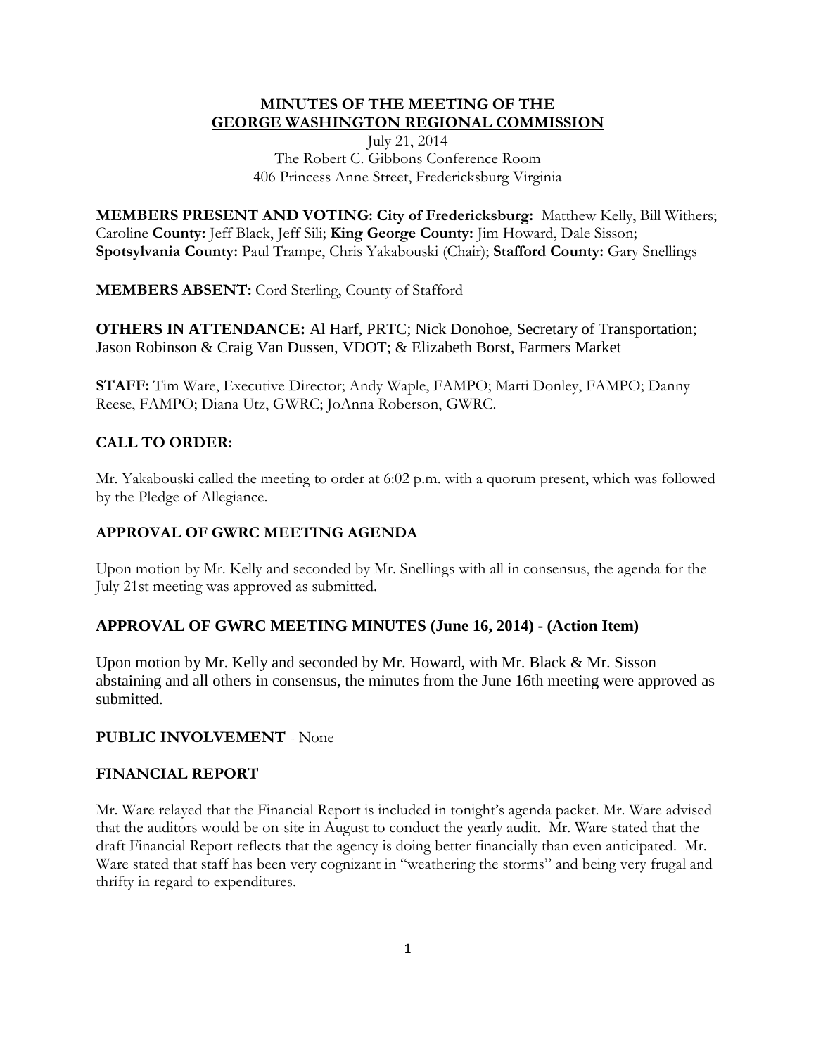**MINUTES OF THE MEETING OF THE**
**GEORGE WASHINGTON REGIONAL COMMISSION**

July 21, 2014
The Robert C. Gibbons Conference Room
406 Princess Anne Street, Fredericksburg Virginia

**MEMBERS PRESENT AND VOTING: City of Fredericksburg:** Matthew Kelly, Bill Withers; Caroline **County:** Jeff Black, Jeff Sili; **King George County:** Jim Howard, Dale Sisson; **Spotsylvania County:** Paul Trampe, Chris Yakabouski (Chair); **Stafford County:** Gary Snellings

**MEMBERS ABSENT:** Cord Sterling, County of Stafford

**OTHERS IN ATTENDANCE:** Al Harf, PRTC; Nick Donohoe, Secretary of Transportation; Jason Robinson & Craig Van Dussen, VDOT; & Elizabeth Borst, Farmers Market

**STAFF:** Tim Ware, Executive Director; Andy Waple, FAMPO; Marti Donley, FAMPO; Danny Reese, FAMPO; Diana Utz, GWRC; JoAnna Roberson, GWRC.

## CALL TO ORDER:

Mr. Yakabouski called the meeting to order at 6:02 p.m. with a quorum present, which was followed by the Pledge of Allegiance.

## APPROVAL OF GWRC MEETING AGENDA

Upon motion by Mr. Kelly and seconded by Mr. Snellings with all in consensus, the agenda for the July 21st meeting was approved as submitted.

## APPROVAL OF GWRC MEETING MINUTES (June 16, 2014) - (Action Item)

Upon motion by Mr. Kelly and seconded by Mr. Howard, with Mr. Black & Mr. Sisson abstaining and all others in consensus, the minutes from the June 16th meeting were approved as submitted.

**PUBLIC INVOLVEMENT** - None

## FINANCIAL REPORT

Mr. Ware relayed that the Financial Report is included in tonight's agenda packet. Mr. Ware advised that the auditors would be on-site in August to conduct the yearly audit. Mr. Ware stated that the draft Financial Report reflects that the agency is doing better financially than even anticipated. Mr. Ware stated that staff has been very cognizant in "weathering the storms" and being very frugal and thrifty in regard to expenditures.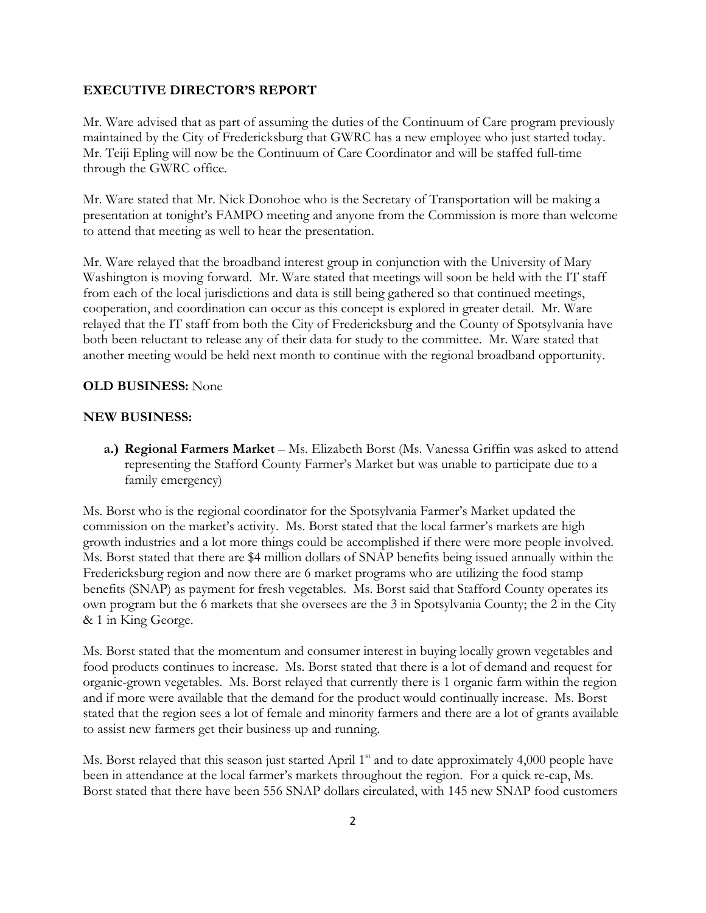**EXECUTIVE DIRECTOR'S REPORT**

Mr. Ware advised that as part of assuming the duties of the Continuum of Care program previously maintained by the City of Fredericksburg that GWRC has a new employee who just started today. Mr. Teiji Epling will now be the Continuum of Care Coordinator and will be staffed full-time through the GWRC office.

Mr. Ware stated that Mr. Nick Donohoe who is the Secretary of Transportation will be making a presentation at tonight's FAMPO meeting and anyone from the Commission is more than welcome to attend that meeting as well to hear the presentation.

Mr. Ware relayed that the broadband interest group in conjunction with the University of Mary Washington is moving forward. Mr. Ware stated that meetings will soon be held with the IT staff from each of the local jurisdictions and data is still being gathered so that continued meetings, cooperation, and coordination can occur as this concept is explored in greater detail. Mr. Ware relayed that the IT staff from both the City of Fredericksburg and the County of Spotsylvania have both been reluctant to release any of their data for study to the committee. Mr. Ware stated that another meeting would be held next month to continue with the regional broadband opportunity.

**OLD BUSINESS:** None

**NEW BUSINESS:**

**a.) Regional Farmers Market** – Ms. Elizabeth Borst (Ms. Vanessa Griffin was asked to attend representing the Stafford County Farmer's Market but was unable to participate due to a family emergency)

Ms. Borst who is the regional coordinator for the Spotsylvania Farmer's Market updated the commission on the market's activity. Ms. Borst stated that the local farmer's markets are high growth industries and a lot more things could be accomplished if there were more people involved. Ms. Borst stated that there are $4 million dollars of SNAP benefits being issued annually within the Fredericksburg region and now there are 6 market programs who are utilizing the food stamp benefits (SNAP) as payment for fresh vegetables. Ms. Borst said that Stafford County operates its own program but the 6 markets that she oversees are the 3 in Spotsylvania County; the 2 in the City & 1 in King George.

Ms. Borst stated that the momentum and consumer interest in buying locally grown vegetables and food products continues to increase. Ms. Borst stated that there is a lot of demand and request for organic-grown vegetables. Ms. Borst relayed that currently there is 1 organic farm within the region and if more were available that the demand for the product would continually increase. Ms. Borst stated that the region sees a lot of female and minority farmers and there are a lot of grants available to assist new farmers get their business up and running.

Ms. Borst relayed that this season just started April 1st and to date approximately 4,000 people have been in attendance at the local farmer's markets throughout the region. For a quick re-cap, Ms. Borst stated that there have been 556 SNAP dollars circulated, with 145 new SNAP food customers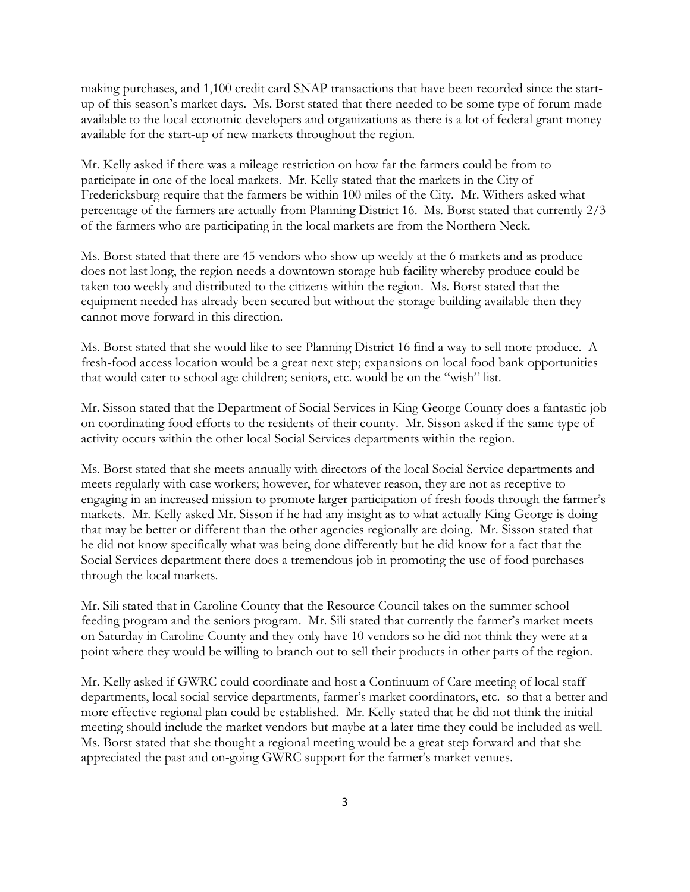making purchases, and 1,100 credit card SNAP transactions that have been recorded since the start-up of this season's market days. Ms. Borst stated that there needed to be some type of forum made available to the local economic developers and organizations as there is a lot of federal grant money available for the start-up of new markets throughout the region.

Mr. Kelly asked if there was a mileage restriction on how far the farmers could be from to participate in one of the local markets. Mr. Kelly stated that the markets in the City of Fredericksburg require that the farmers be within 100 miles of the City. Mr. Withers asked what percentage of the farmers are actually from Planning District 16. Ms. Borst stated that currently 2/3 of the farmers who are participating in the local markets are from the Northern Neck.

Ms. Borst stated that there are 45 vendors who show up weekly at the 6 markets and as produce does not last long, the region needs a downtown storage hub facility whereby produce could be taken too weekly and distributed to the citizens within the region. Ms. Borst stated that the equipment needed has already been secured but without the storage building available then they cannot move forward in this direction.

Ms. Borst stated that she would like to see Planning District 16 find a way to sell more produce. A fresh-food access location would be a great next step; expansions on local food bank opportunities that would cater to school age children; seniors, etc. would be on the "wish" list.

Mr. Sisson stated that the Department of Social Services in King George County does a fantastic job on coordinating food efforts to the residents of their county. Mr. Sisson asked if the same type of activity occurs within the other local Social Services departments within the region.

Ms. Borst stated that she meets annually with directors of the local Social Service departments and meets regularly with case workers; however, for whatever reason, they are not as receptive to engaging in an increased mission to promote larger participation of fresh foods through the farmer's markets. Mr. Kelly asked Mr. Sisson if he had any insight as to what actually King George is doing that may be better or different than the other agencies regionally are doing. Mr. Sisson stated that he did not know specifically what was being done differently but he did know for a fact that the Social Services department there does a tremendous job in promoting the use of food purchases through the local markets.

Mr. Sili stated that in Caroline County that the Resource Council takes on the summer school feeding program and the seniors program. Mr. Sili stated that currently the farmer's market meets on Saturday in Caroline County and they only have 10 vendors so he did not think they were at a point where they would be willing to branch out to sell their products in other parts of the region.

Mr. Kelly asked if GWRC could coordinate and host a Continuum of Care meeting of local staff departments, local social service departments, farmer's market coordinators, etc. so that a better and more effective regional plan could be established. Mr. Kelly stated that he did not think the initial meeting should include the market vendors but maybe at a later time they could be included as well. Ms. Borst stated that she thought a regional meeting would be a great step forward and that she appreciated the past and on-going GWRC support for the farmer's market venues.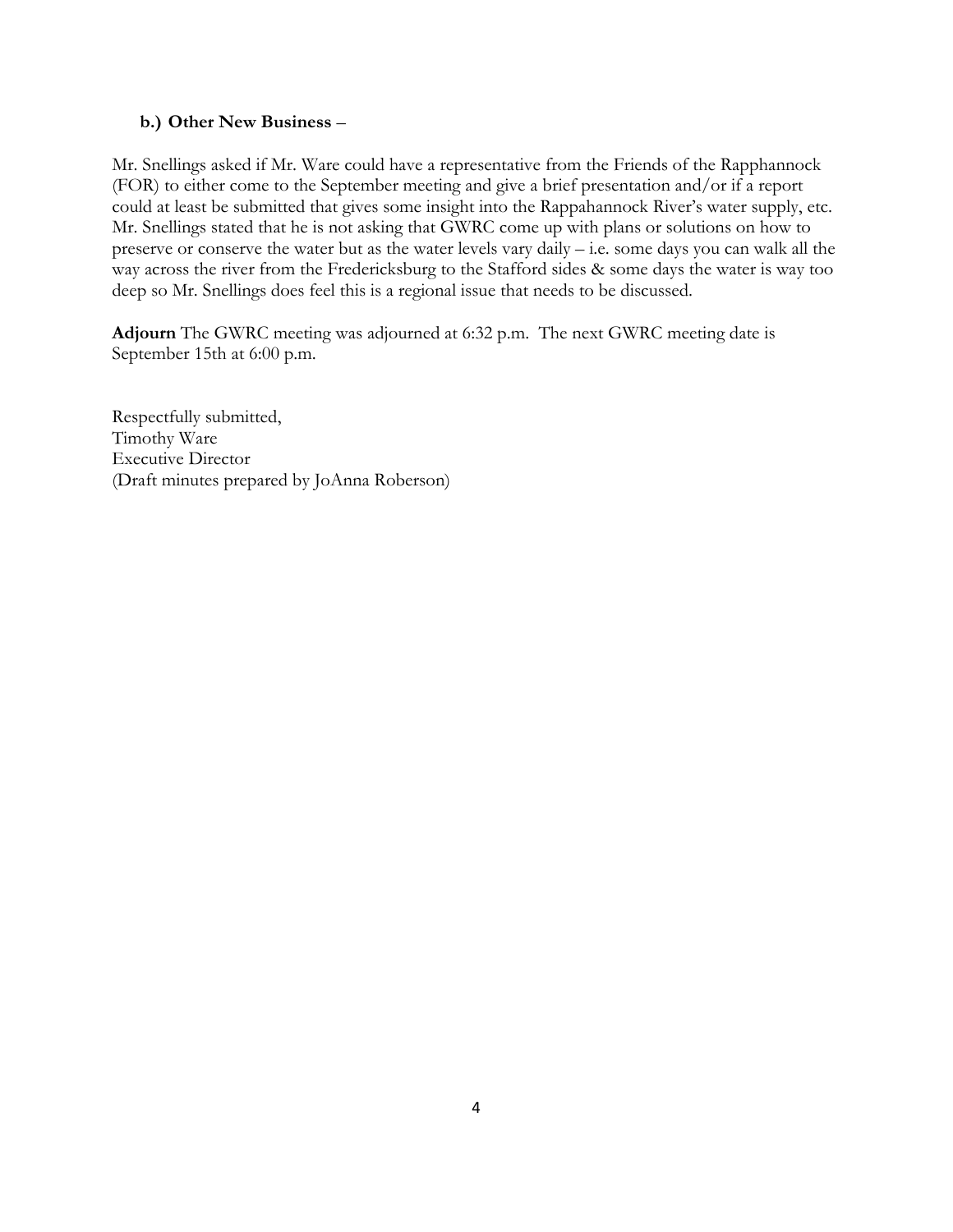**b.) Other New Business** –

Mr. Snellings asked if Mr. Ware could have a representative from the Friends of the Rapphannock (FOR) to either come to the September meeting and give a brief presentation and/or if a report could at least be submitted that gives some insight into the Rappahannock River's water supply, etc. Mr. Snellings stated that he is not asking that GWRC come up with plans or solutions on how to preserve or conserve the water but as the water levels vary daily – i.e. some days you can walk all the way across the river from the Fredericksburg to the Stafford sides & some days the water is way too deep so Mr. Snellings does feel this is a regional issue that needs to be discussed.

**Adjourn** The GWRC meeting was adjourned at 6:32 p.m. The next GWRC meeting date is September 15th at 6:00 p.m.

Respectfully submitted,
Timothy Ware
Executive Director
(Draft minutes prepared by JoAnna Roberson)